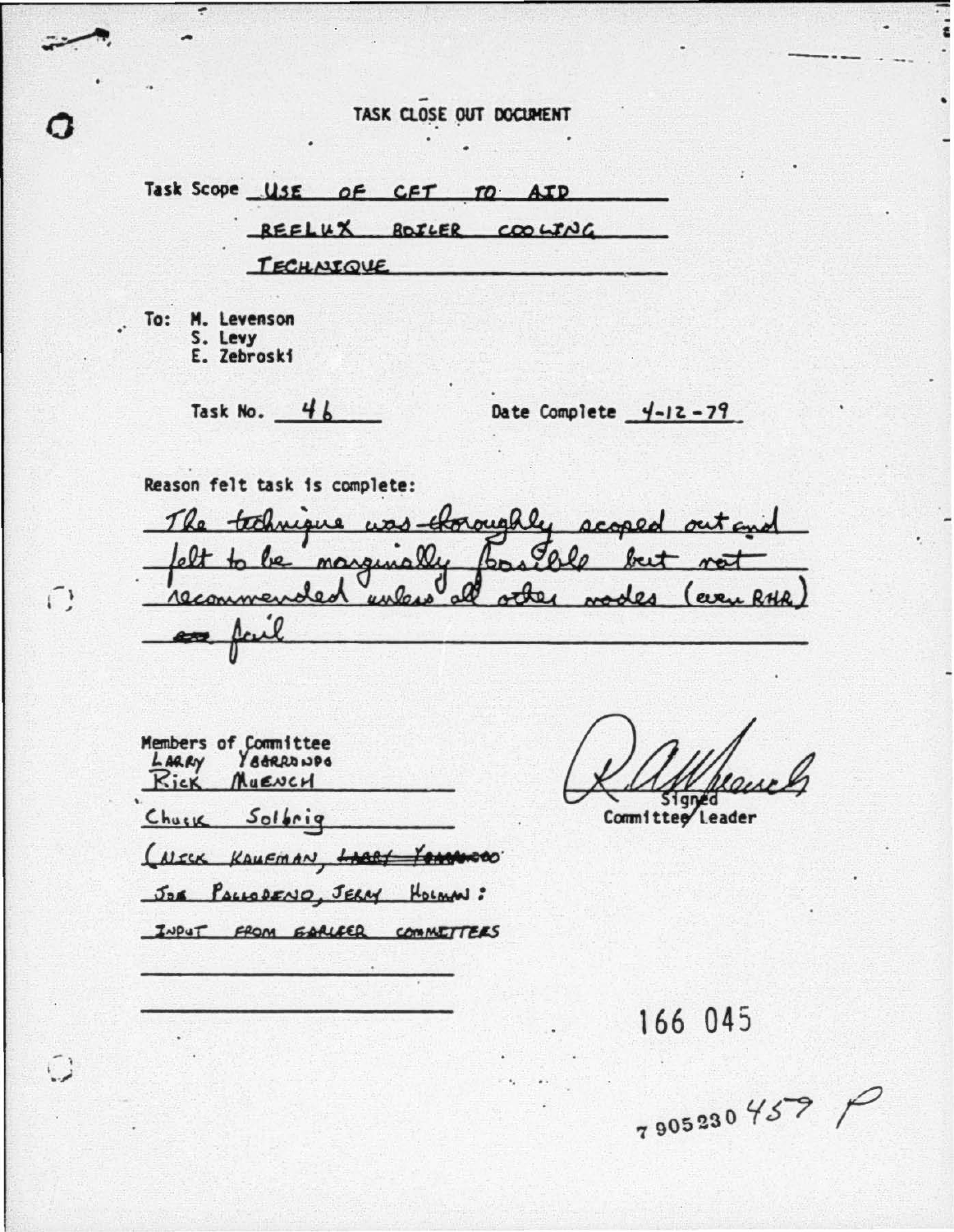# TASK CLOSE OUT DOCUMENT

Task Scope USE OF CFT TO AID REFLUX BOILER COOLING TECHNIQUE

To: M. Levenson
S. Levy
E. Zebroski

Task No. 46 Date Complete 4-12-79

Reason felt task is complete:

The technique was thoroughly scoped out and felt to be marginally feasible but not recommended unless all other modes (even RHR) ~~are~~ fail

Members of Committee
LARRY YBARRONDO
Rick MUENCH
Chuck Solbrig
(NICK KAUFMAN, ~~LARRY YBARRONDO~~
JOE PALLODENO, JERRY HOLMAN:
INPUT FROM EARLIER COMMITTEES

Signed
Committee Leader

166 045

7905230 457 P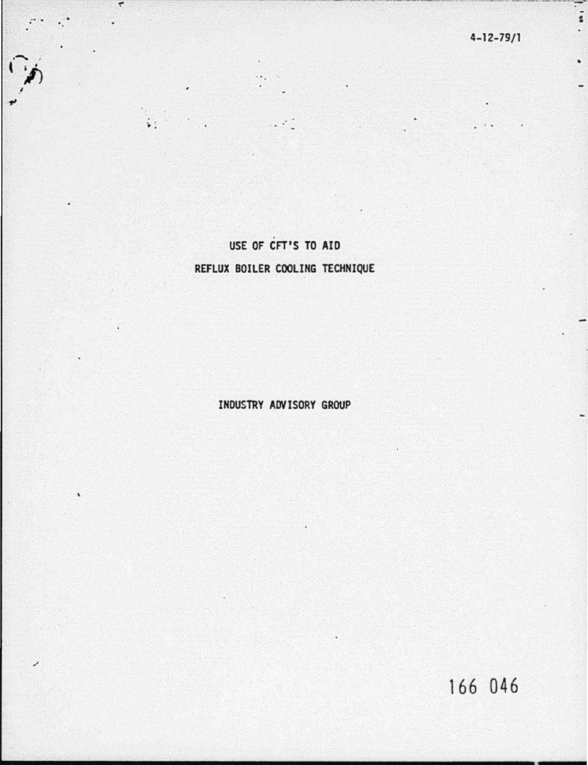4-12-79/1

# USE OF CFT'S TO AID REFLUX BOILER COOLING TECHNIQUE

INDUSTRY ADVISORY GROUP

166 046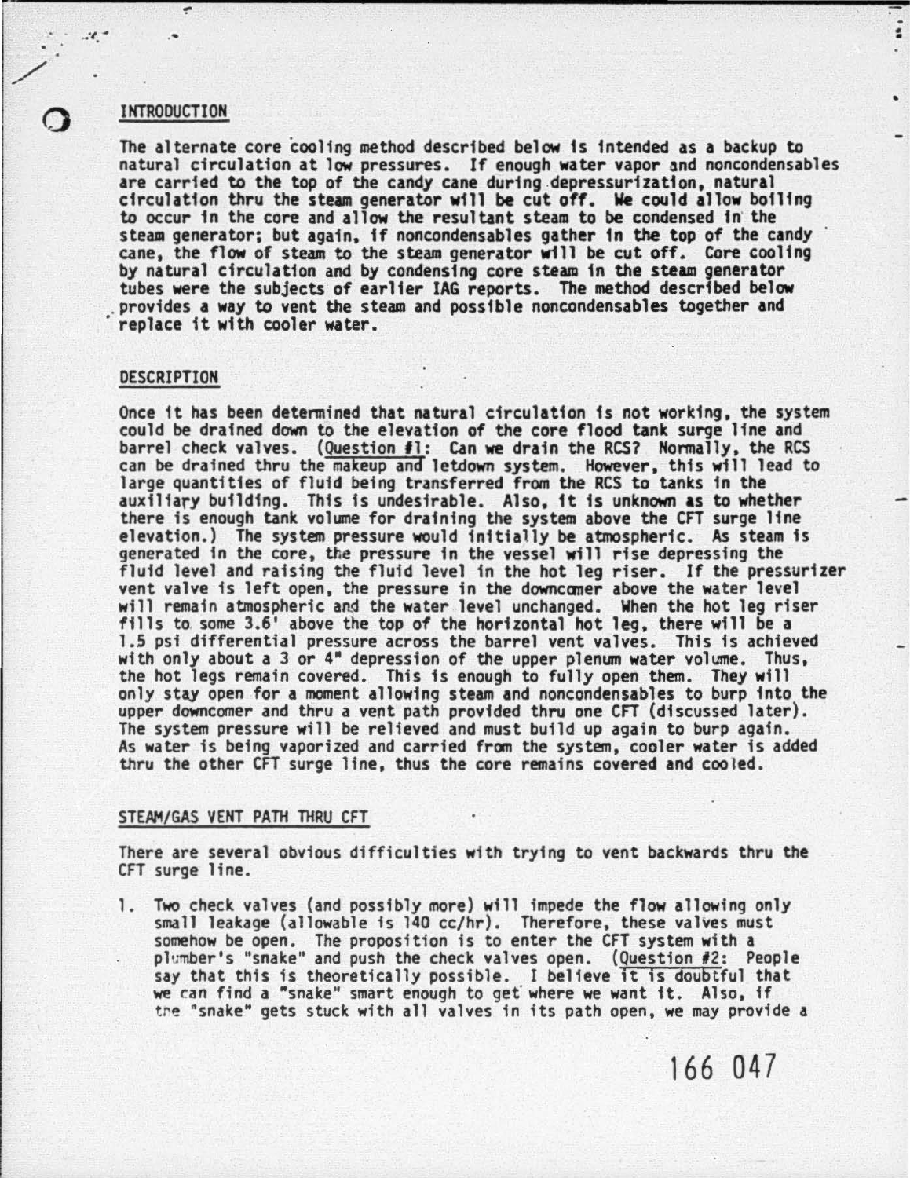## INTRODUCTION

The alternate core cooling method described below is intended as a backup to natural circulation at low pressures. If enough water vapor and noncondensables are carried to the top of the candy cane during depressurization, natural circulation thru the steam generator will be cut off. We could allow boiling to occur in the core and allow the resultant steam to be condensed in the steam generator; but again, if noncondensables gather in the top of the candy cane, the flow of steam to the steam generator will be cut off. Core cooling by natural circulation and by condensing core steam in the steam generator tubes were the subjects of earlier IAG reports. The method described below provides a way to vent the steam and possible noncondensables together and replace it with cooler water.

## DESCRIPTION

Once it has been determined that natural circulation is not working, the system could be drained down to the elevation of the core flood tank surge line and barrel check valves. (Question #1: Can we drain the RCS? Normally, the RCS can be drained thru the makeup and letdown system. However, this will lead to large quantities of fluid being transferred from the RCS to tanks in the auxiliary building. This is undesirable. Also, it is unknown as to whether there is enough tank volume for draining the system above the CFT surge line elevation.) The system pressure would initially be atmospheric. As steam is generated in the core, the pressure in the vessel will rise depressing the fluid level and raising the fluid level in the hot leg riser. If the pressurizer vent valve is left open, the pressure in the downcomer above the water level will remain atmospheric and the water level unchanged. When the hot leg riser fills to some 3.6' above the top of the horizontal hot leg, there will be a 1.5 psi differential pressure across the barrel vent valves. This is achieved with only about a 3 or 4" depression of the upper plenum water volume. Thus, the hot legs remain covered. This is enough to fully open them. They will only stay open for a moment allowing steam and noncondensables to burp into the upper downcomer and thru a vent path provided thru one CFT (discussed later). The system pressure will be relieved and must build up again to burp again. As water is being vaporized and carried from the system, cooler water is added thru the other CFT surge line, thus the core remains covered and cooled.

## STEAM/GAS VENT PATH THRU CFT

There are several obvious difficulties with trying to vent backwards thru the CFT surge line.

1. Two check valves (and possibly more) will impede the flow allowing only small leakage (allowable is 140 cc/hr). Therefore, these valves must somehow be open. The proposition is to enter the CFT system with a plumber's "snake" and push the check valves open. (Question #2: People say that this is theoretically possible. I believe it is doubtful that we can find a "snake" smart enough to get where we want it. Also, if the "snake" gets stuck with all valves in its path open, we may provide a

166 047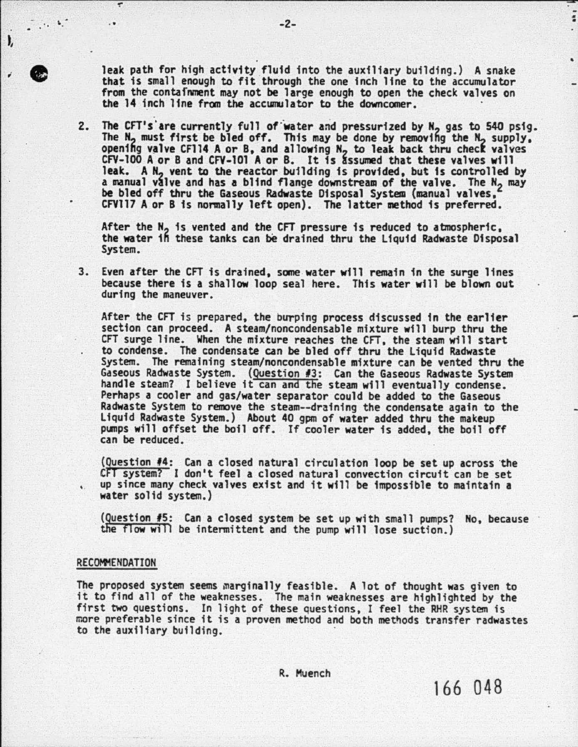leak path for high activity fluid into the auxiliary building.) A snake that is small enough to fit through the one inch line to the accumulator from the containment may not be large enough to open the check valves on the 14 inch line from the accumulator to the downcomer.

2. The CFT's are currently full of water and pressurized by $N_2$ gas to 540 psig. The $N_2$ must first be bled off. This may be done by removing the $N_2$ supply, opening valve CF114 A or B, and allowing $N_2$ to leak back thru check valves CFV-100 A or B and CFV-101 A or B. It is assumed that these valves will leak. A $N_2$ vent to the reactor building is provided, but is controlled by a manual valve and has a blind flange downstream of the valve. The $N_2$ may be bled off thru the Gaseous Radwaste Disposal System (manual valves, CFV117 A or B is normally left open). The latter method is preferred.

   After the $N_2$ is vented and the CFT pressure is reduced to atmospheric, the water in these tanks can be drained thru the Liquid Radwaste Disposal System.

3. Even after the CFT is drained, some water will remain in the surge lines because there is a shallow loop seal here. This water will be blown out during the maneuver.

   After the CFT is prepared, the burping process discussed in the earlier section can proceed. A steam/noncondensable mixture will burp thru the CFT surge line. When the mixture reaches the CFT, the steam will start to condense. The condensate can be bled off thru the Liquid Radwaste System. The remaining steam/noncondensable mixture can be vented thru the Gaseous Radwaste System. (<u>Question #3</u>: Can the Gaseous Radwaste System handle steam? I believe it can and the steam will eventually condense. Perhaps a cooler and gas/water separator could be added to the Gaseous Radwaste System to remove the steam--draining the condensate again to the Liquid Radwaste System.) About 40 gpm of water added thru the makeup pumps will offset the boil off. If cooler water is added, the boil off can be reduced.

   (<u>Question #4</u>: Can a closed natural circulation loop be set up across the CFT system? I don't feel a closed natural convection circuit can be set up since many check valves exist and it will be impossible to maintain a water solid system.)

   (<u>Question #5</u>: Can a closed system be set up with small pumps? No, because the flow will be intermittent and the pump will lose suction.)

## RECOMMENDATION

The proposed system seems marginally feasible. A lot of thought was given to it to find all of the weaknesses. The main weaknesses are highlighted by the first two questions. In light of these questions, I feel the RHR system is more preferable since it is a proven method and both methods transfer radwastes to the auxiliary building.

R. Muench

166 048